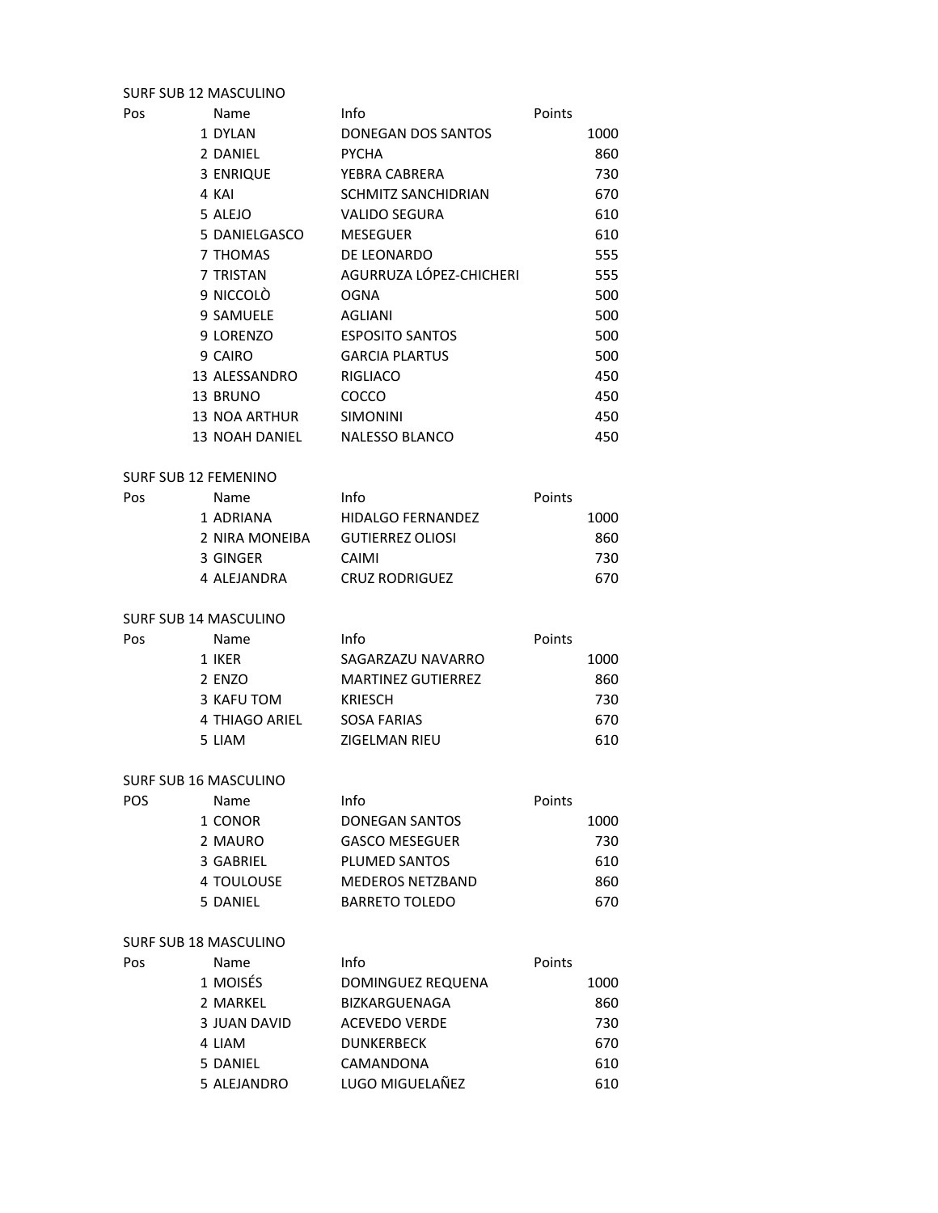## SURF SUB 12 MASCULINO

| Pos | Name | Info | Points |
|---|---|---|---|
| 1 | DYLAN | DONEGAN DOS SANTOS | 1000 |
| 2 | DANIEL | PYCHA | 860 |
| 3 | ENRIQUE | YEBRA CABRERA | 730 |
| 4 | KAI | SCHMITZ SANCHIDRIAN | 670 |
| 5 | ALEJO | VALIDO SEGURA | 610 |
| 5 | DANIELGASCO | MESEGUER | 610 |
| 7 | THOMAS | DE LEONARDO | 555 |
| 7 | TRISTAN | AGURRUZA LÓPEZ-CHICHERI | 555 |
| 9 | NICCOLÒ | OGNA | 500 |
| 9 | SAMUELE | AGLIANI | 500 |
| 9 | LORENZO | ESPOSITO SANTOS | 500 |
| 9 | CAIRO | GARCIA PLARTUS | 500 |
| 13 | ALESSANDRO | RIGLIACO | 450 |
| 13 | BRUNO | COCCO | 450 |
| 13 | NOA ARTHUR | SIMONINI | 450 |
| 13 | NOAH DANIEL | NALESSO BLANCO | 450 |

## SURF SUB 12 FEMENINO

| Pos | Name | Info | Points |
|---|---|---|---|
| 1 | ADRIANA | HIDALGO FERNANDEZ | 1000 |
| 2 | NIRA MONEIBA | GUTIERREZ OLIOSI | 860 |
| 3 | GINGER | CAIMI | 730 |
| 4 | ALEJANDRA | CRUZ RODRIGUEZ | 670 |

## SURF SUB 14 MASCULINO

| Pos | Name | Info | Points |
|---|---|---|---|
| 1 | IKER | SAGARZAZU NAVARRO | 1000 |
| 2 | ENZO | MARTINEZ GUTIERREZ | 860 |
| 3 | KAFU TOM | KRIESCH | 730 |
| 4 | THIAGO ARIEL | SOSA FARIAS | 670 |
| 5 | LIAM | ZIGELMAN RIEU | 610 |

## SURF SUB 16 MASCULINO

| POS | Name | Info | Points |
|---|---|---|---|
| 1 | CONOR | DONEGAN SANTOS | 1000 |
| 2 | MAURO | GASCO MESEGUER | 730 |
| 3 | GABRIEL | PLUMED SANTOS | 610 |
| 4 | TOULOUSE | MEDEROS NETZBAND | 860 |
| 5 | DANIEL | BARRETO TOLEDO | 670 |

## SURF SUB 18 MASCULINO

| Pos | Name | Info | Points |
|---|---|---|---|
| 1 | MOISÉS | DOMINGUEZ REQUENA | 1000 |
| 2 | MARKEL | BIZKARGUENAGA | 860 |
| 3 | JUAN DAVID | ACEVEDO VERDE | 730 |
| 4 | LIAM | DUNKERBECK | 670 |
| 5 | DANIEL | CAMANDONA | 610 |
| 5 | ALEJANDRO | LUGO MIGUELAÑEZ | 610 |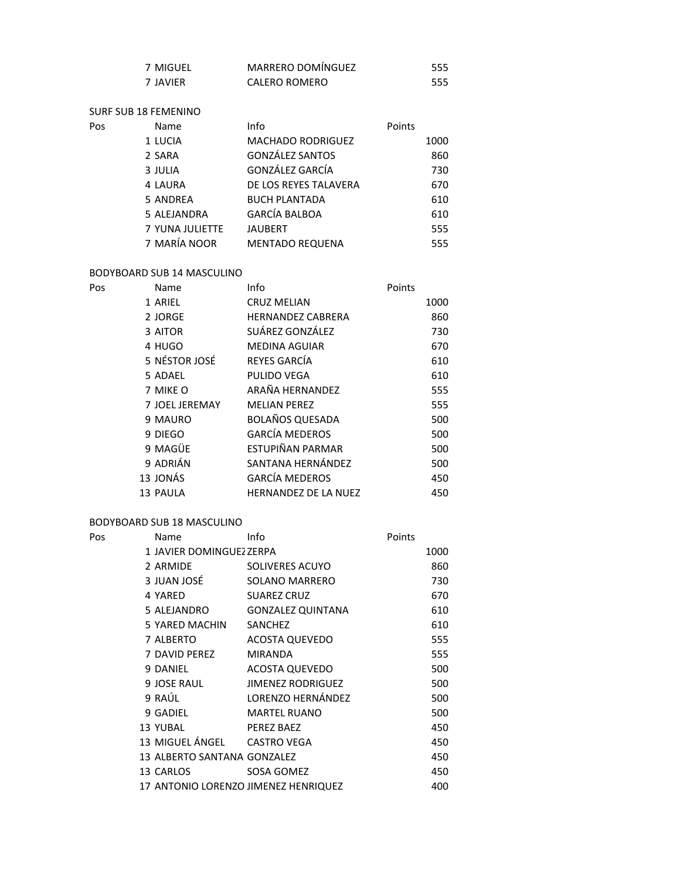| Pos | Name | Info | Points |
|---|---|---|---|
| 7 | MIGUEL | MARRERO DOMÍNGUEZ | 555 |
| 7 | JAVIER | CALERO ROMERO | 555 |

SURF SUB 18 FEMENINO

| Pos | Name | Info | Points |
|---|---|---|---|
| 1 | LUCIA | MACHADO RODRIGUEZ | 1000 |
| 2 | SARA | GONZÁLEZ SANTOS | 860 |
| 3 | JULIA | GONZÁLEZ GARCÍA | 730 |
| 4 | LAURA | DE LOS REYES TALAVERA | 670 |
| 5 | ANDREA | BUCH PLANTADA | 610 |
| 5 | ALEJANDRA | GARCÍA BALBOA | 610 |
| 7 | YUNA JULIETTE | JAUBERT | 555 |
| 7 | MARÍA NOOR | MENTADO REQUENA | 555 |

BODYBOARD SUB 14 MASCULINO

| Pos | Name | Info | Points |
|---|---|---|---|
| 1 | ARIEL | CRUZ MELIAN | 1000 |
| 2 | JORGE | HERNANDEZ CABRERA | 860 |
| 3 | AITOR | SUÁREZ GONZÁLEZ | 730 |
| 4 | HUGO | MEDINA AGUIAR | 670 |
| 5 | NÉSTOR JOSÉ | REYES GARCÍA | 610 |
| 5 | ADAEL | PULIDO VEGA | 610 |
| 7 | MIKE O | ARAÑA HERNANDEZ | 555 |
| 7 | JOEL JEREMAY | MELIAN PEREZ | 555 |
| 9 | MAURO | BOLAÑOS QUESADA | 500 |
| 9 | DIEGO | GARCÍA MEDEROS | 500 |
| 9 | MAGÜE | ESTUPIÑAN PARMAR | 500 |
| 9 | ADRIÁN | SANTANA HERNÁNDEZ | 500 |
| 13 | JONÁS | GARCÍA MEDEROS | 450 |
| 13 | PAULA | HERNANDEZ DE LA NUEZ | 450 |

BODYBOARD SUB 18 MASCULINO

| Pos | Name | Info | Points |
|---|---|---|---|
| 1 | JAVIER DOMINGUEZ | ZERPA | 1000 |
| 2 | ARMIDE | SOLIVERES ACUYO | 860 |
| 3 | JUAN JOSÉ | SOLANO MARRERO | 730 |
| 4 | YARED | SUAREZ CRUZ | 670 |
| 5 | ALEJANDRO | GONZALEZ QUINTANA | 610 |
| 5 | YARED MACHIN | SANCHEZ | 610 |
| 7 | ALBERTO | ACOSTA QUEVEDO | 555 |
| 7 | DAVID PEREZ | MIRANDA | 555 |
| 9 | DANIEL | ACOSTA QUEVEDO | 500 |
| 9 | JOSE RAUL | JIMENEZ RODRIGUEZ | 500 |
| 9 | RAÚL | LORENZO HERNÁNDEZ | 500 |
| 9 | GADIEL | MARTEL RUANO | 500 |
| 13 | YUBAL | PEREZ BAEZ | 450 |
| 13 | MIGUEL ÁNGEL | CASTRO VEGA | 450 |
| 13 | ALBERTO SANTANA | GONZALEZ | 450 |
| 13 | CARLOS | SOSA GOMEZ | 450 |
| 17 | ANTONIO LORENZO | JIMENEZ HENRIQUEZ | 400 |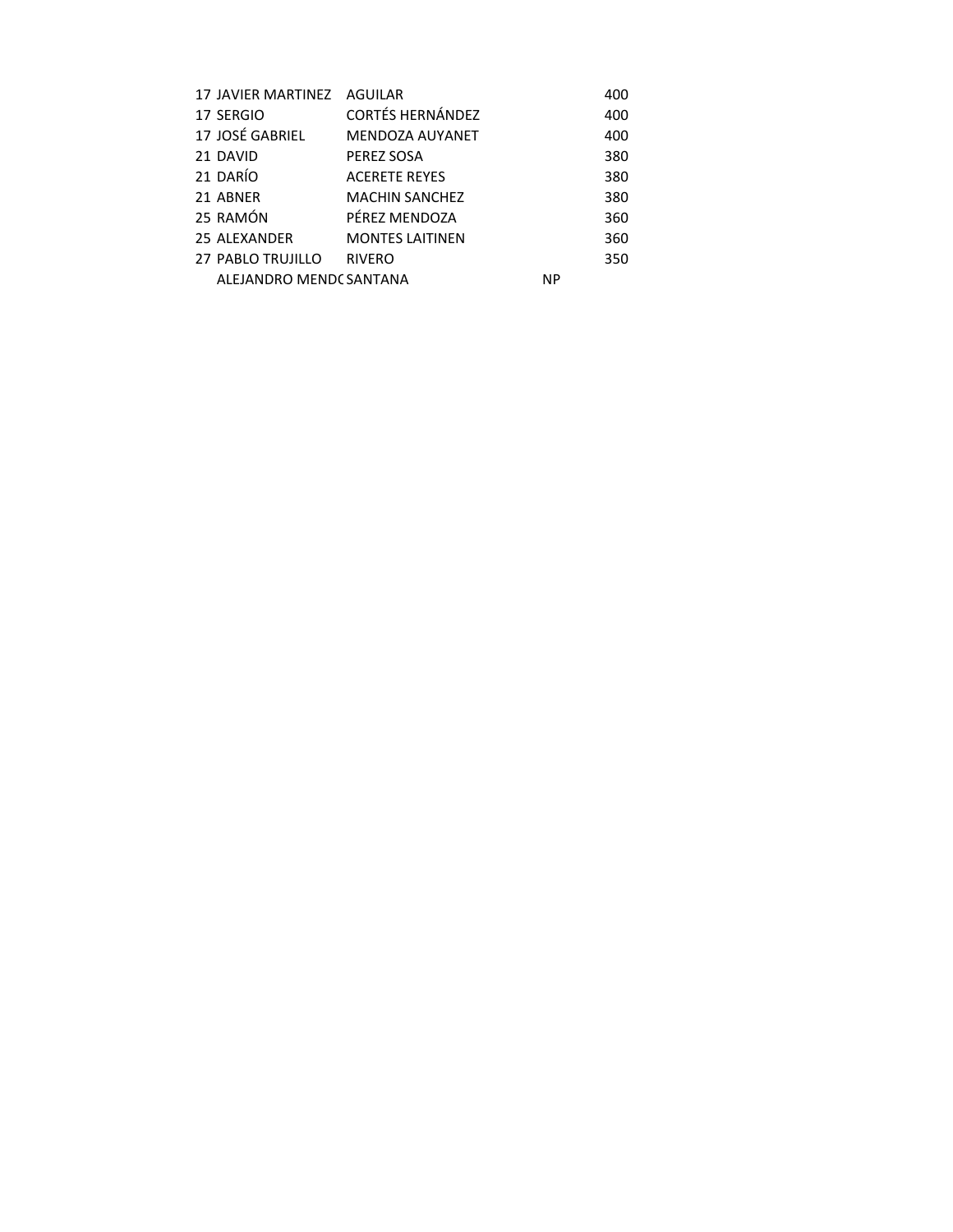| | | | | |
|---|---|---|---|---|
| 17 | JAVIER MARTINEZ | AGUILAR | | 400 |
| 17 | SERGIO | CORTÉS HERNÁNDEZ | | 400 |
| 17 | JOSÉ GABRIEL | MENDOZA AUYANET | | 400 |
| 21 | DAVID | PEREZ SOSA | | 380 |
| 21 | DARÍO | ACERETE REYES | | 380 |
| 21 | ABNER | MACHIN SANCHEZ | | 380 |
| 25 | RAMÓN | PÉREZ MENDOZA | | 360 |
| 25 | ALEXANDER | MONTES LAITINEN | | 360 |
| 27 | PABLO TRUJILLO | RIVERO | | 350 |
| | ALEJANDRO MENDO | SANTANA | NP | |